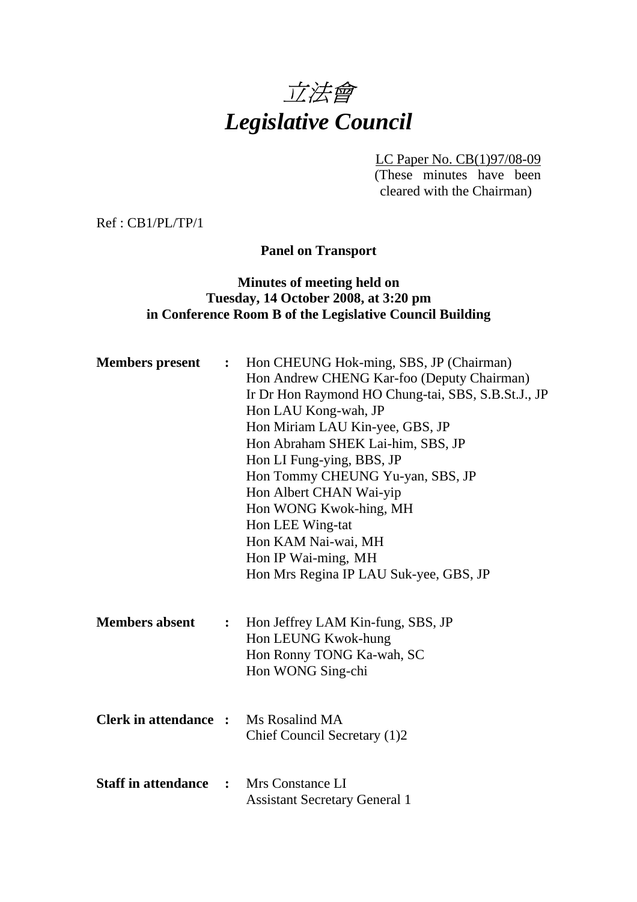# 立法會
# *Legislative Council*

LC Paper No. CB(1)97/08-09
(These minutes have been cleared with the Chairman)

Ref : CB1/PL/TP/1

**Panel on Transport**

**Minutes of meeting held on**
**Tuesday, 14 October 2008, at 3:20 pm**
**in Conference Room B of the Legislative Council Building**

**Members present** : Hon CHEUNG Hok-ming, SBS, JP (Chairman)
Hon Andrew CHENG Kar-foo (Deputy Chairman)
Ir Dr Hon Raymond HO Chung-tai, SBS, S.B.St.J., JP
Hon LAU Kong-wah, JP
Hon Miriam LAU Kin-yee, GBS, JP
Hon Abraham SHEK Lai-him, SBS, JP
Hon LI Fung-ying, BBS, JP
Hon Tommy CHEUNG Yu-yan, SBS, JP
Hon Albert CHAN Wai-yip
Hon WONG Kwok-hing, MH
Hon LEE Wing-tat
Hon KAM Nai-wai, MH
Hon IP Wai-ming, MH
Hon Mrs Regina IP LAU Suk-yee, GBS, JP

**Members absent** : Hon Jeffrey LAM Kin-fung, SBS, JP
Hon LEUNG Kwok-hung
Hon Ronny TONG Ka-wah, SC
Hon WONG Sing-chi

**Clerk in attendance** : Ms Rosalind MA
Chief Council Secretary (1)2

**Staff in attendance** : Mrs Constance LI
Assistant Secretary General 1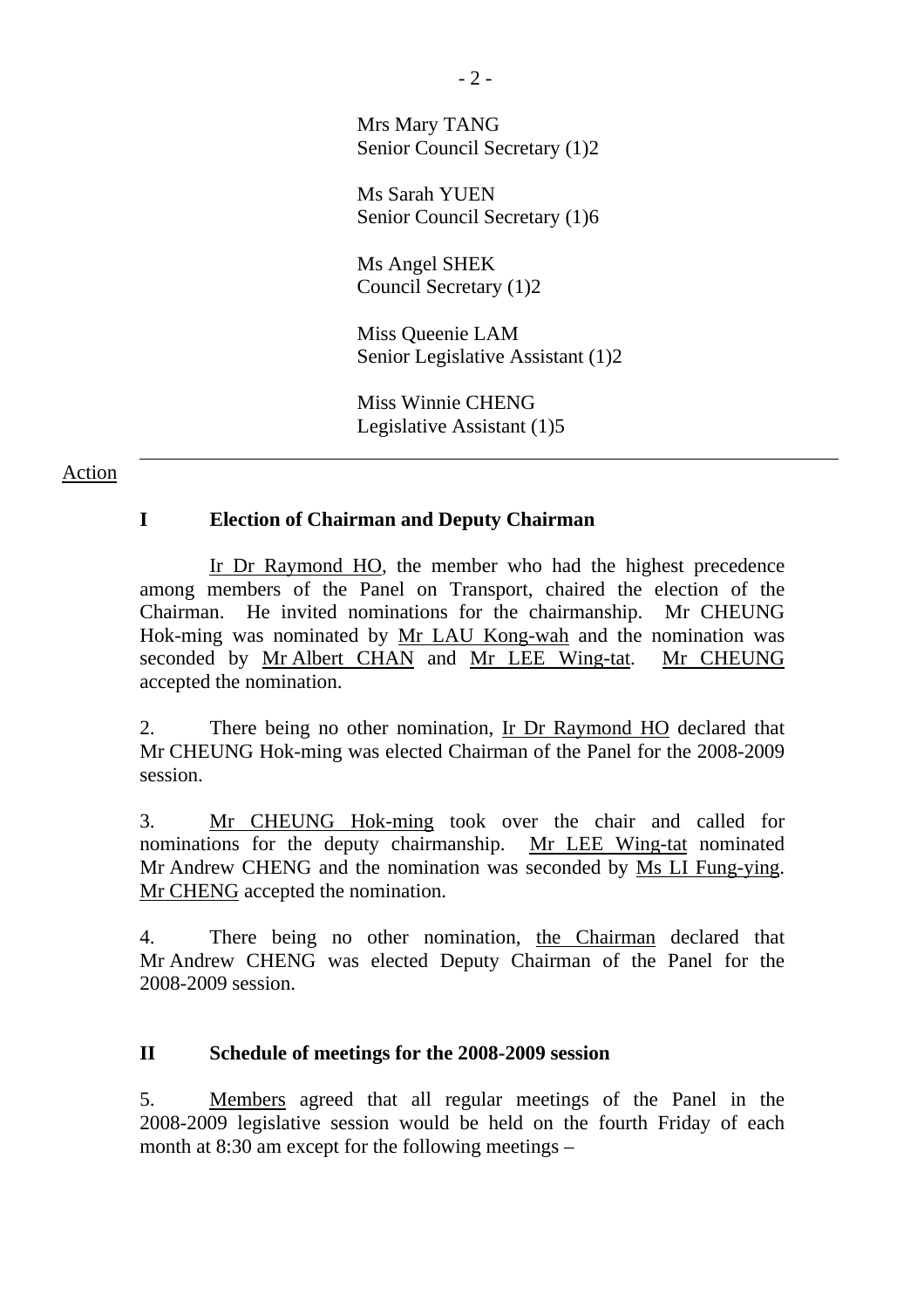Mrs Mary TANG
Senior Council Secretary (1)2

Ms Sarah YUEN
Senior Council Secretary (1)6

Ms Angel SHEK
Council Secretary (1)2

Miss Queenie LAM
Senior Legislative Assistant (1)2

Miss Winnie CHENG
Legislative Assistant (1)5

---

Action

**I Election of Chairman and Deputy Chairman**

Ir Dr Raymond HO, the member who had the highest precedence among members of the Panel on Transport, chaired the election of the Chairman. He invited nominations for the chairmanship. Mr CHEUNG Hok-ming was nominated by Mr LAU Kong-wah and the nomination was seconded by Mr Albert CHAN and Mr LEE Wing-tat. Mr CHEUNG accepted the nomination.

2. There being no other nomination, Ir Dr Raymond HO declared that Mr CHEUNG Hok-ming was elected Chairman of the Panel for the 2008-2009 session.

3. Mr CHEUNG Hok-ming took over the chair and called for nominations for the deputy chairmanship. Mr LEE Wing-tat nominated Mr Andrew CHENG and the nomination was seconded by Ms LI Fung-ying. Mr CHENG accepted the nomination.

4. There being no other nomination, the Chairman declared that Mr Andrew CHENG was elected Deputy Chairman of the Panel for the 2008-2009 session.

**II Schedule of meetings for the 2008-2009 session**

5. Members agreed that all regular meetings of the Panel in the 2008-2009 legislative session would be held on the fourth Friday of each month at 8:30 am except for the following meetings –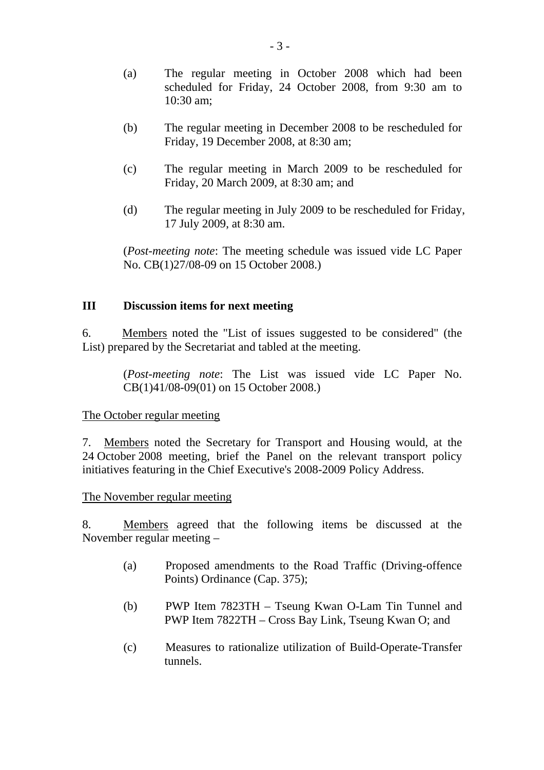(a) The regular meeting in October 2008 which had been scheduled for Friday, 24 October 2008, from 9:30 am to 10:30 am;

(b) The regular meeting in December 2008 to be rescheduled for Friday, 19 December 2008, at 8:30 am;

(c) The regular meeting in March 2009 to be rescheduled for Friday, 20 March 2009, at 8:30 am; and

(d) The regular meeting in July 2009 to be rescheduled for Friday, 17 July 2009, at 8:30 am.

(*Post-meeting note*: The meeting schedule was issued vide LC Paper No. CB(1)27/08-09 on 15 October 2008.)

## III Discussion items for next meeting

6. Members noted the "List of issues suggested to be considered" (the List) prepared by the Secretariat and tabled at the meeting.

(*Post-meeting note*: The List was issued vide LC Paper No. CB(1)41/08-09(01) on 15 October 2008.)

The October regular meeting

7. Members noted the Secretary for Transport and Housing would, at the 24 October 2008 meeting, brief the Panel on the relevant transport policy initiatives featuring in the Chief Executive's 2008-2009 Policy Address.

The November regular meeting

8. Members agreed that the following items be discussed at the November regular meeting –

(a) Proposed amendments to the Road Traffic (Driving-offence Points) Ordinance (Cap. 375);

(b) PWP Item 7823TH – Tseung Kwan O-Lam Tin Tunnel and PWP Item 7822TH – Cross Bay Link, Tseung Kwan O; and

(c) Measures to rationalize utilization of Build-Operate-Transfer tunnels.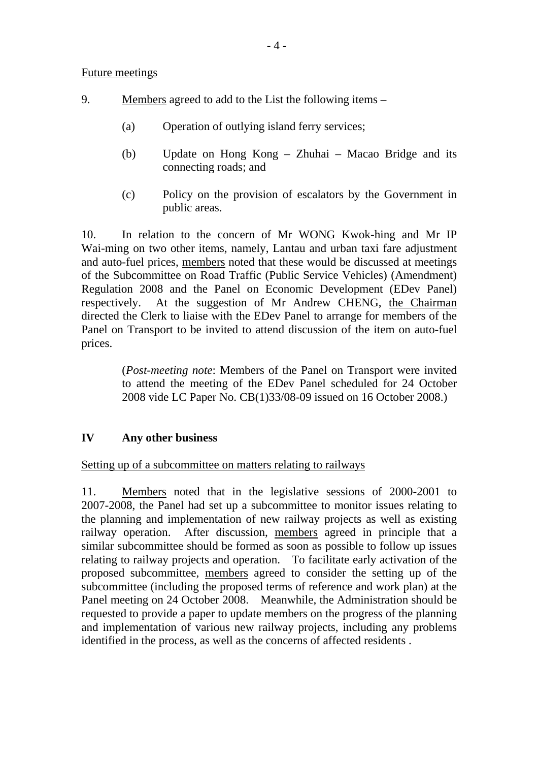Future meetings

9. Members agreed to add to the List the following items –

(a) Operation of outlying island ferry services;

(b) Update on Hong Kong – Zhuhai – Macao Bridge and its connecting roads; and

(c) Policy on the provision of escalators by the Government in public areas.

10. In relation to the concern of Mr WONG Kwok-hing and Mr IP Wai-ming on two other items, namely, Lantau and urban taxi fare adjustment and auto-fuel prices, members noted that these would be discussed at meetings of the Subcommittee on Road Traffic (Public Service Vehicles) (Amendment) Regulation 2008 and the Panel on Economic Development (EDev Panel) respectively. At the suggestion of Mr Andrew CHENG, the Chairman directed the Clerk to liaise with the EDev Panel to arrange for members of the Panel on Transport to be invited to attend discussion of the item on auto-fuel prices.

(*Post-meeting note*: Members of the Panel on Transport were invited to attend the meeting of the EDev Panel scheduled for 24 October 2008 vide LC Paper No. CB(1)33/08-09 issued on 16 October 2008.)

## IV Any other business

Setting up of a subcommittee on matters relating to railways

11. Members noted that in the legislative sessions of 2000-2001 to 2007-2008, the Panel had set up a subcommittee to monitor issues relating to the planning and implementation of new railway projects as well as existing railway operation. After discussion, members agreed in principle that a similar subcommittee should be formed as soon as possible to follow up issues relating to railway projects and operation. To facilitate early activation of the proposed subcommittee, members agreed to consider the setting up of the subcommittee (including the proposed terms of reference and work plan) at the Panel meeting on 24 October 2008. Meanwhile, the Administration should be requested to provide a paper to update members on the progress of the planning and implementation of various new railway projects, including any problems identified in the process, as well as the concerns of affected residents .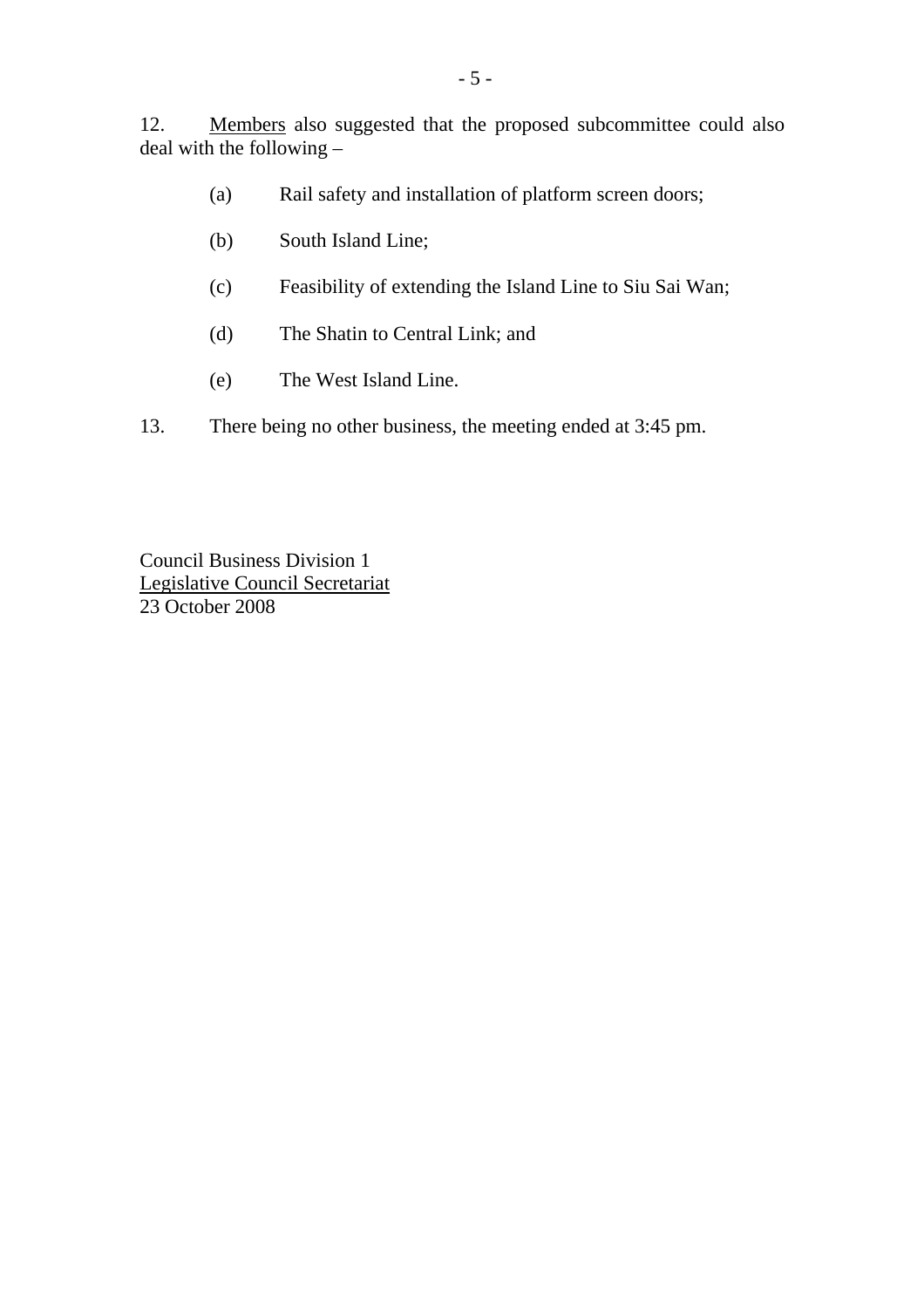12. <u>Members</u> also suggested that the proposed subcommittee could also deal with the following –

(a) Rail safety and installation of platform screen doors;

(b) South Island Line;

(c) Feasibility of extending the Island Line to Siu Sai Wan;

(d) The Shatin to Central Link; and

(e) The West Island Line.

13. There being no other business, the meeting ended at 3:45 pm.

Council Business Division 1
<u>Legislative Council Secretariat</u>
23 October 2008